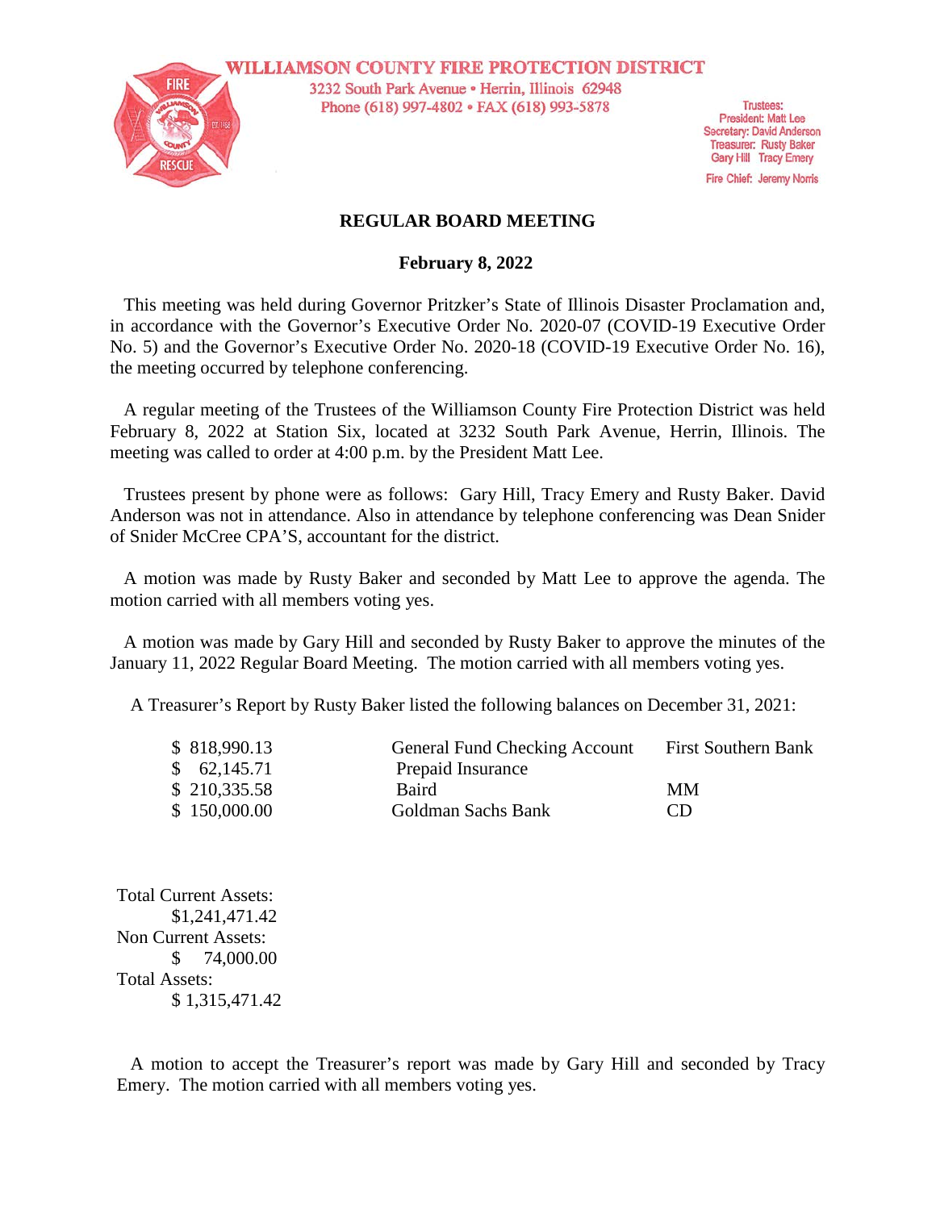**WILLIAMSON COUNTY FIRE PROTECTION DISTRICT**
3232 South Park Avenue • Herrin, Illinois 62948
Phone (618) 997-4802 • FAX (618) 993-5878

Trustees:
President: Matt Lee
Secretary: David Anderson
Treasurer: Rusty Baker
Gary Hill Tracy Emery
Fire Chief: Jeremy Norris

## REGULAR BOARD MEETING

### February 8, 2022

This meeting was held during Governor Pritzker's State of Illinois Disaster Proclamation and, in accordance with the Governor's Executive Order No. 2020-07 (COVID-19 Executive Order No. 5) and the Governor's Executive Order No. 2020-18 (COVID-19 Executive Order No. 16), the meeting occurred by telephone conferencing.

A regular meeting of the Trustees of the Williamson County Fire Protection District was held February 8, 2022 at Station Six, located at 3232 South Park Avenue, Herrin, Illinois. The meeting was called to order at 4:00 p.m. by the President Matt Lee.

Trustees present by phone were as follows: Gary Hill, Tracy Emery and Rusty Baker. David Anderson was not in attendance. Also in attendance by telephone conferencing was Dean Snider of Snider McCree CPA'S, accountant for the district.

A motion was made by Rusty Baker and seconded by Matt Lee to approve the agenda. The motion carried with all members voting yes.

A motion was made by Gary Hill and seconded by Rusty Baker to approve the minutes of the January 11, 2022 Regular Board Meeting. The motion carried with all members voting yes.

A Treasurer's Report by Rusty Baker listed the following balances on December 31, 2021:

| | | |
|---|---|---|
| $ 818,990.13 | General Fund Checking Account | First Southern Bank |
| $ 62,145.71 | Prepaid Insurance | |
| $ 210,335.58 | Baird | MM |
| $ 150,000.00 | Goldman Sachs Bank | CD |

Total Current Assets:
$1,241,471.42
Non Current Assets:
$ 74,000.00
Total Assets:
$ 1,315,471.42

A motion to accept the Treasurer's report was made by Gary Hill and seconded by Tracy Emery. The motion carried with all members voting yes.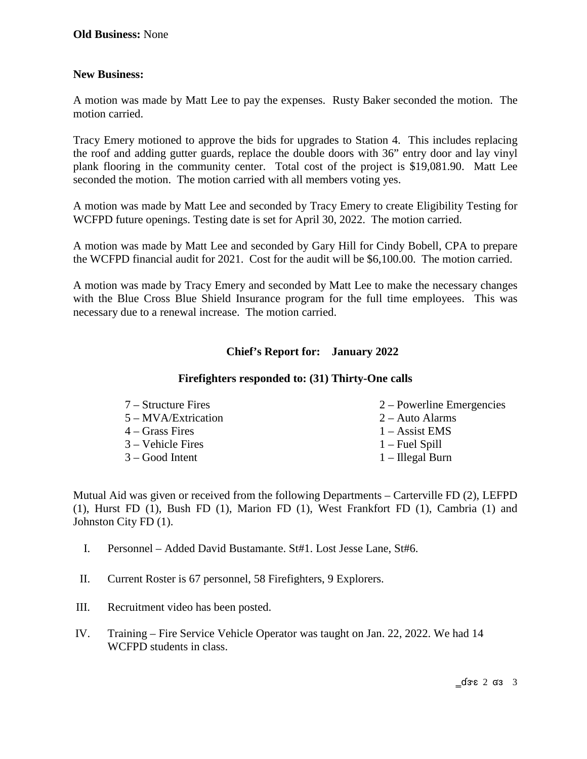**Old Business:** None

**New Business:**

A motion was made by Matt Lee to pay the expenses. Rusty Baker seconded the motion. The motion carried.

Tracy Emery motioned to approve the bids for upgrades to Station 4. This includes replacing the roof and adding gutter guards, replace the double doors with 36" entry door and lay vinyl plank flooring in the community center. Total cost of the project is $19,081.90. Matt Lee seconded the motion. The motion carried with all members voting yes.

A motion was made by Matt Lee and seconded by Tracy Emery to create Eligibility Testing for WCFPD future openings. Testing date is set for April 30, 2022. The motion carried.

A motion was made by Matt Lee and seconded by Gary Hill for Cindy Bobell, CPA to prepare the WCFPD financial audit for 2021. Cost for the audit will be $6,100.00. The motion carried.

A motion was made by Tracy Emery and seconded by Matt Lee to make the necessary changes with the Blue Cross Blue Shield Insurance program for the full time employees. This was necessary due to a renewal increase. The motion carried.

## Chief's Report for: January 2022

### Firefighters responded to: (31) Thirty-One calls

- 7 – Structure Fires
- 5 – MVA/Extrication
- 4 – Grass Fires
- 3 – Vehicle Fires
- 3 – Good Intent
- 2 – Powerline Emergencies
- 2 – Auto Alarms
- 1 – Assist EMS
- 1 – Fuel Spill
- 1 – Illegal Burn

Mutual Aid was given or received from the following Departments – Carterville FD (2), LEFPD (1), Hurst FD (1), Bush FD (1), Marion FD (1), West Frankfort FD (1), Cambria (1) and Johnston City FD (1).

I. Personnel – Added David Bustamante. St#1. Lost Jesse Lane, St#6.

II. Current Roster is 67 personnel, 58 Firefighters, 9 Explorers.

III. Recruitment video has been posted.

IV. Training – Fire Service Vehicle Operator was taught on Jan. 22, 2022. We had 14 WCFPD students in class.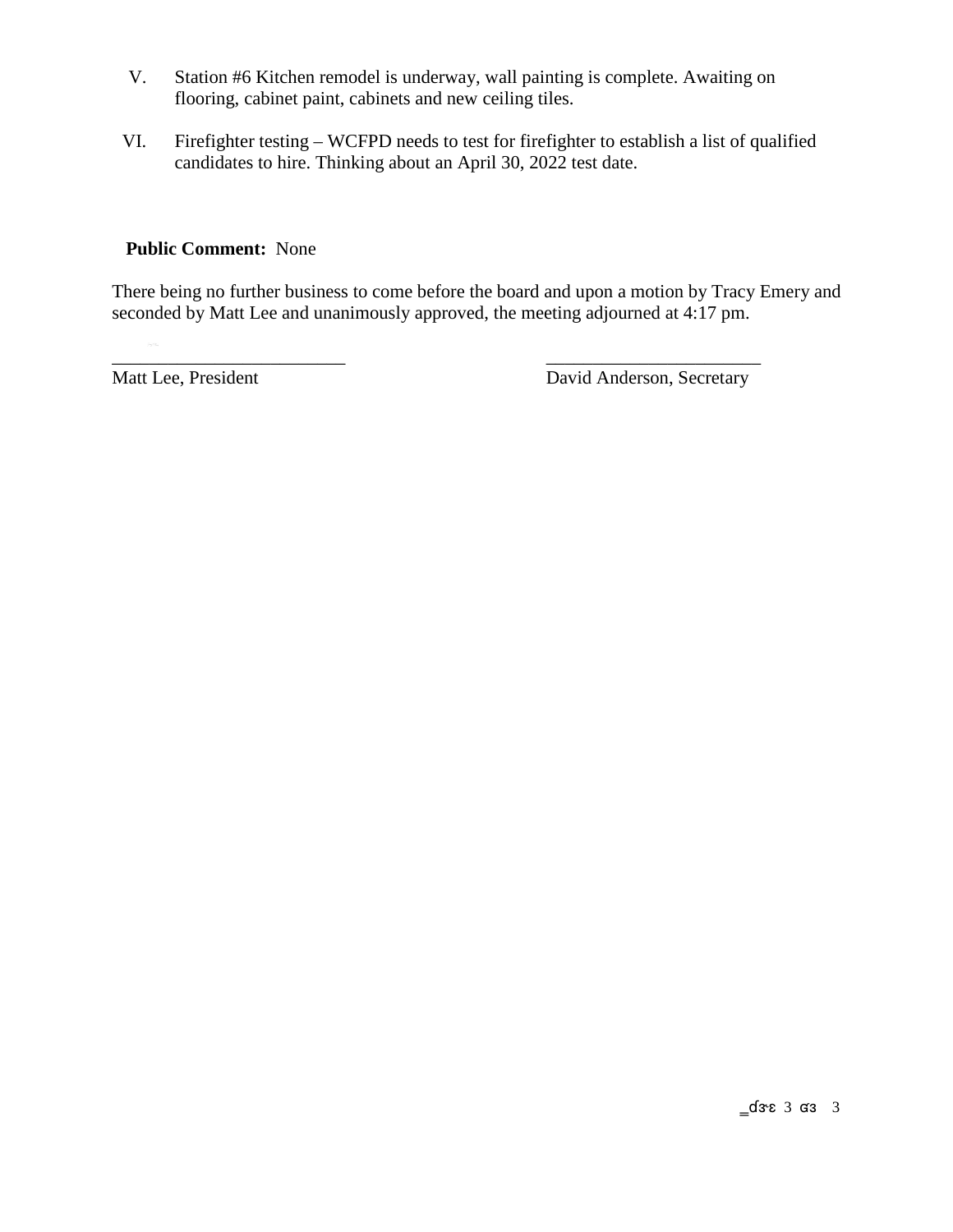V. Station #6 Kitchen remodel is underway, wall painting is complete. Awaiting on flooring, cabinet paint, cabinets and new ceiling tiles.

VI. Firefighter testing – WCFPD needs to test for firefighter to establish a list of qualified candidates to hire. Thinking about an April 30, 2022 test date.

**Public Comment:** None

There being no further business to come before the board and upon a motion by Tracy Emery and seconded by Matt Lee and unanimously approved, the meeting adjourned at 4:17 pm.

_________________________ _______________________

Matt Lee, President David Anderson, Secretary